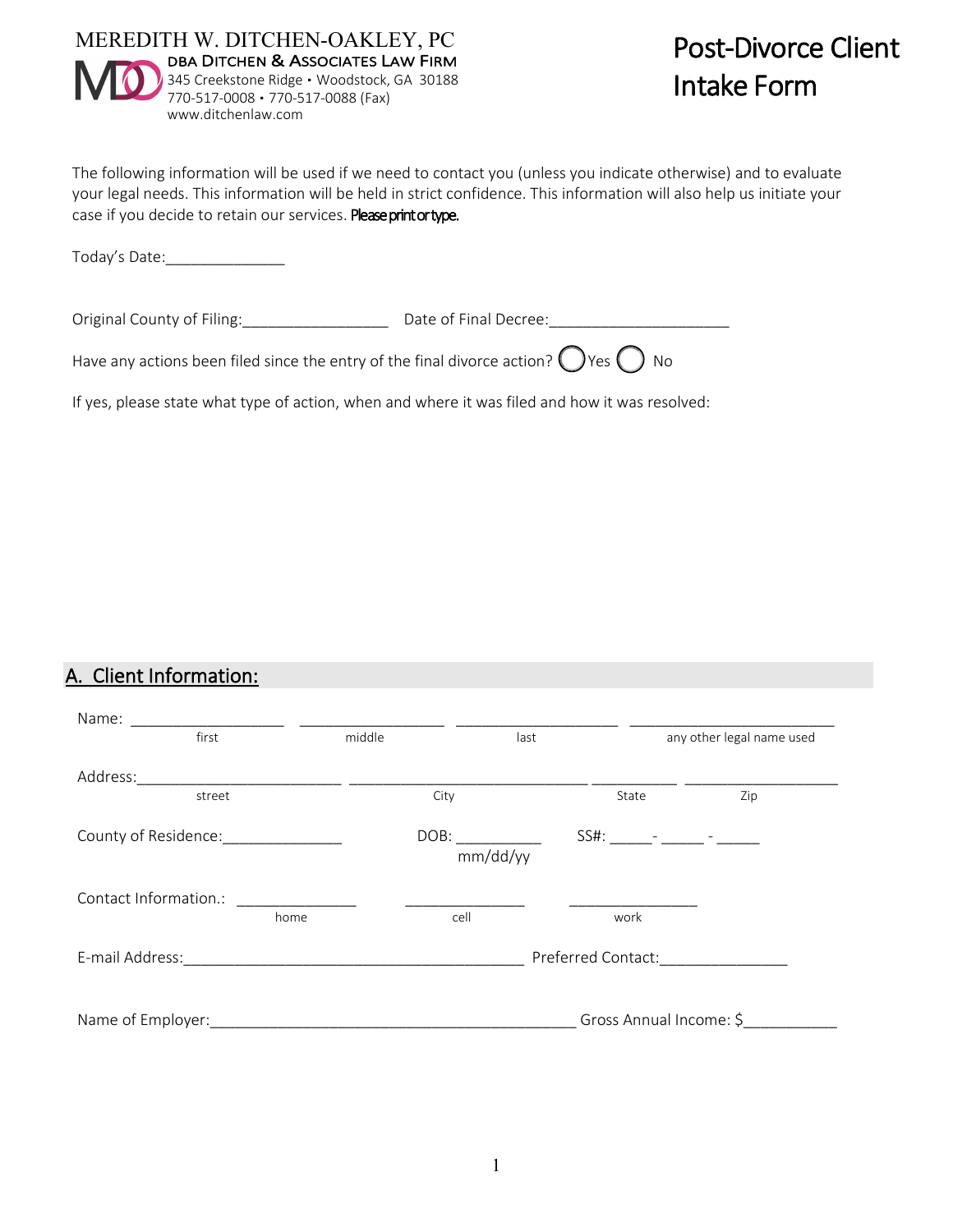MEREDITH W. DITCHEN-OAKLEY, PC
DBA DITCHEN & ASSOCIATES LAW FIRM
345 Creekstone Ridge • Woodstock, GA 30188
770-517-0008 • 770-517-0088 (Fax)
www.ditchenlaw.com

# Post-Divorce Client Intake Form

The following information will be used if we need to contact you (unless you indicate otherwise) and to evaluate your legal needs. This information will be held in strict confidence. This information will also help us initiate your case if you decide to retain our services. **Please print or type.**

Today's Date:______________

Original County of Filing:_________________ Date of Final Decree:_____________________

Have any actions been filed since the entry of the final divorce action? ◯ Yes ◯ No

If yes, please state what type of action, when and where it was filed and how it was resolved:

## A. Client Information:

Name: __________________ __________________ ____________________ _________________________
first middle last any other legal name used

Address:_________________________ _____________________________ __________ ___________________
street City State Zip

County of Residence:______________ DOB: __________ SS#: _____- _____ - _____
mm/dd/yy

Contact Information.: ______________ ______________ _______________
home cell work

E-mail Address:_________________________________________ Preferred Contact:_______________

Name of Employer:_____________________________________________ Gross Annual Income: $___________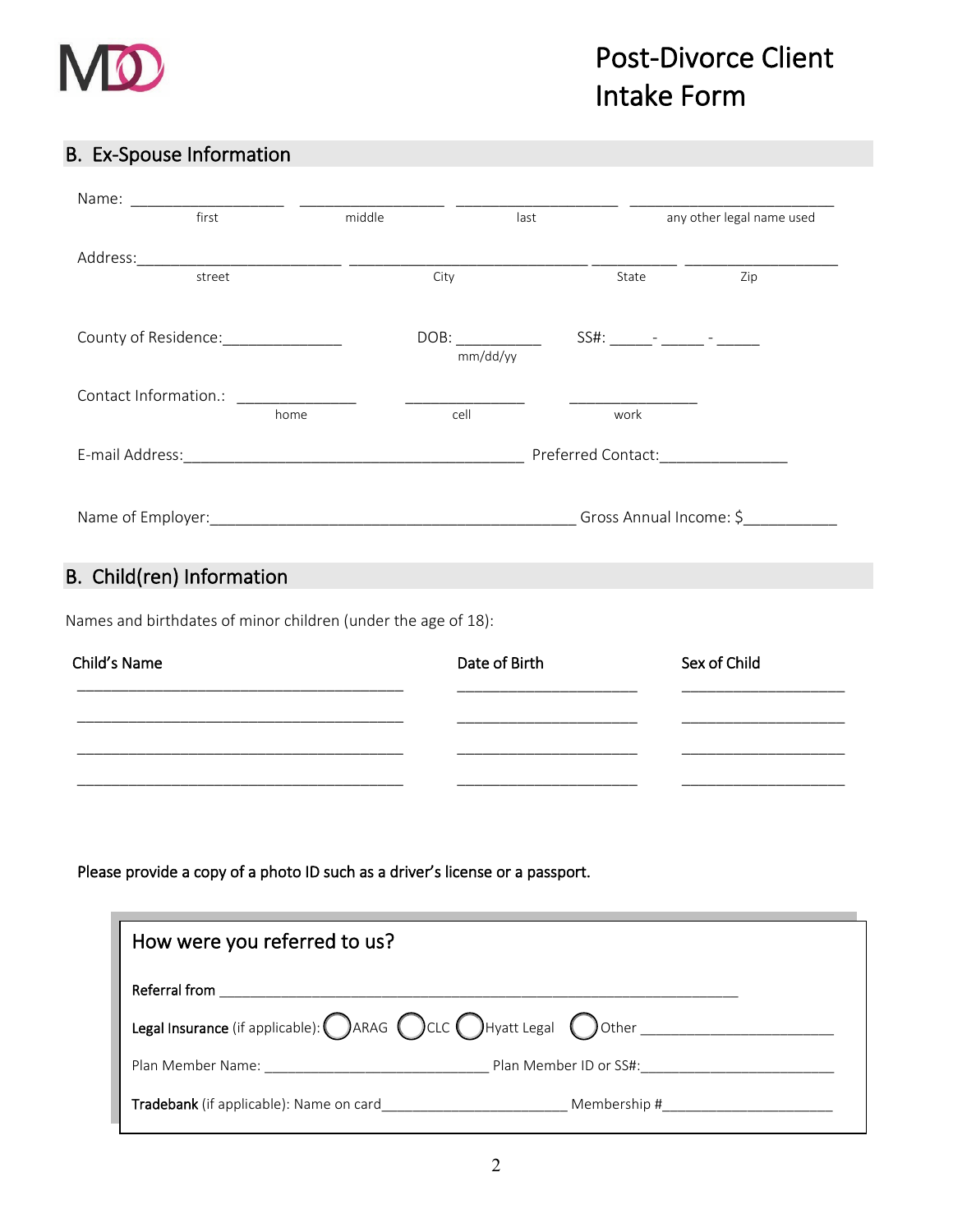# Post-Divorce Client Intake Form

## B. Ex-Spouse Information

Name: ________________ ________________ ________________ ____________________
first middle last any other legal name used

Address:______________________ ___________________________ __________ ________________
street City State Zip

County of Residence:_____________ DOB: __________ SS#: _____- _____ - _____
mm/dd/yy

Contact Information.: _____________ _____________ ______________
home cell work

E-mail Address:_______________________________________ Preferred Contact:______________

Name of Employer:_________________________________________ Gross Annual Income: $__________

## B. Child(ren) Information

Names and birthdates of minor children (under the age of 18):

| Child's Name | Date of Birth | Sex of Child |
|---|---|---|
| | | |
| | | |
| | | |
| | | |

**Please provide a copy of a photo ID such as a driver's license or a passport.**

### How were you referred to us?

**Referral from** ____________________________________________________________

**Legal Insurance** (if applicable): ◯ARAG ◯CLC ◯Hyatt Legal ◯Other ______________________

Plan Member Name: __________________________ Plan Member ID or SS#:______________________

**Tradebank** (if applicable): Name on card______________________ Membership #____________________